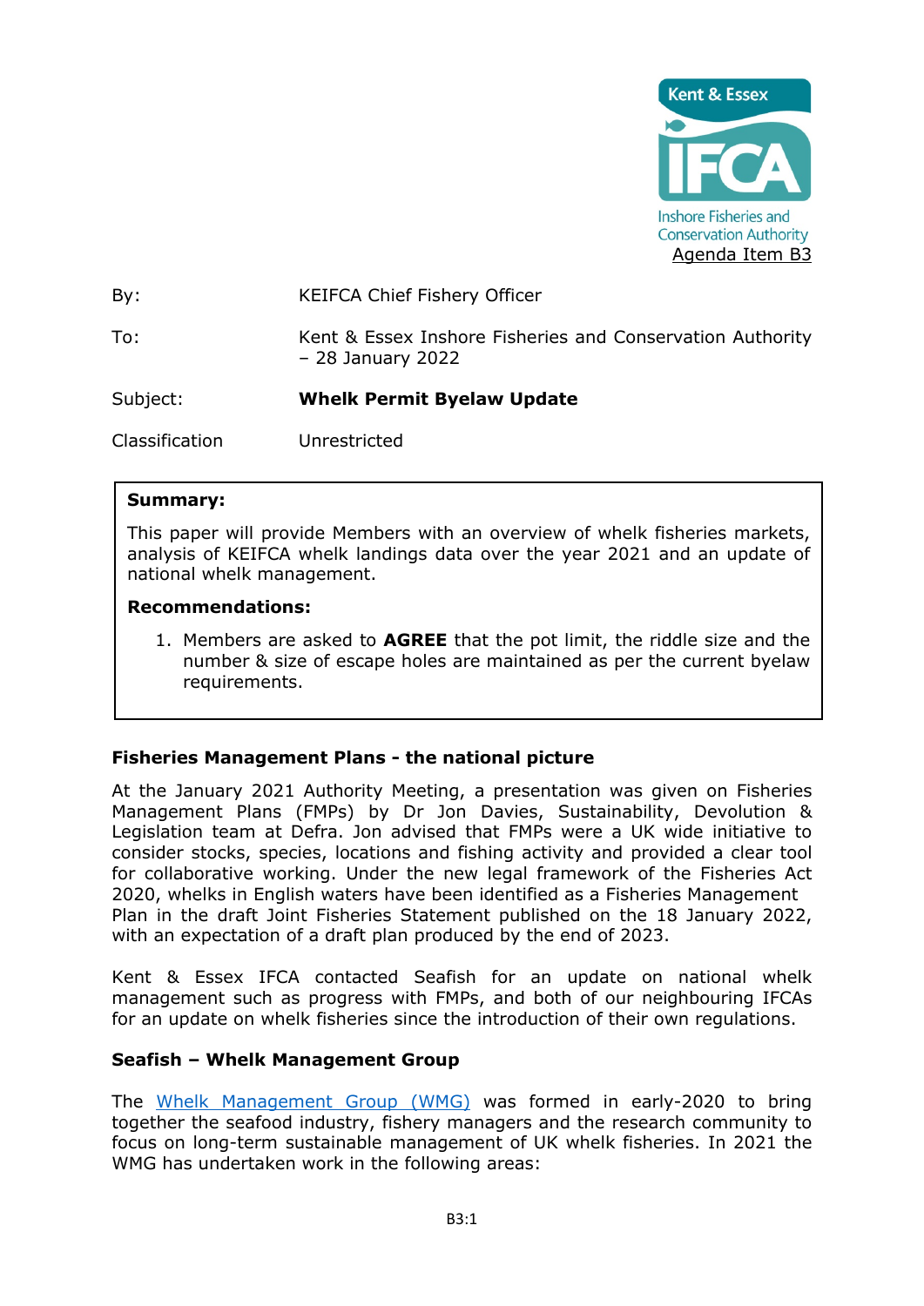Kent & Essex IFCA Inshore Fisheries and Conservation Authority

Agenda Item B3

| | |
|---|---|
| By: | KEIFCA Chief Fishery Officer |
| To: | Kent & Essex Inshore Fisheries and Conservation Authority – 28 January 2022 |
| Subject: | **Whelk Permit Byelaw Update** |
| Classification | Unrestricted |

**Summary:**

This paper will provide Members with an overview of whelk fisheries markets, analysis of KEIFCA whelk landings data over the year 2021 and an update of national whelk management.

**Recommendations:**

1. Members are asked to **AGREE** that the pot limit, the riddle size and the number & size of escape holes are maintained as per the current byelaw requirements.

## Fisheries Management Plans - the national picture

At the January 2021 Authority Meeting, a presentation was given on Fisheries Management Plans (FMPs) by Dr Jon Davies, Sustainability, Devolution & Legislation team at Defra. Jon advised that FMPs were a UK wide initiative to consider stocks, species, locations and fishing activity and provided a clear tool for collaborative working. Under the new legal framework of the Fisheries Act 2020, whelks in English waters have been identified as a Fisheries Management Plan in the draft Joint Fisheries Statement published on the 18 January 2022, with an expectation of a draft plan produced by the end of 2023.

Kent & Essex IFCA contacted Seafish for an update on national whelk management such as progress with FMPs, and both of our neighbouring IFCAs for an update on whelk fisheries since the introduction of their own regulations.

## Seafish – Whelk Management Group

The Whelk Management Group (WMG) was formed in early-2020 to bring together the seafood industry, fishery managers and the research community to focus on long-term sustainable management of UK whelk fisheries. In 2021 the WMG has undertaken work in the following areas: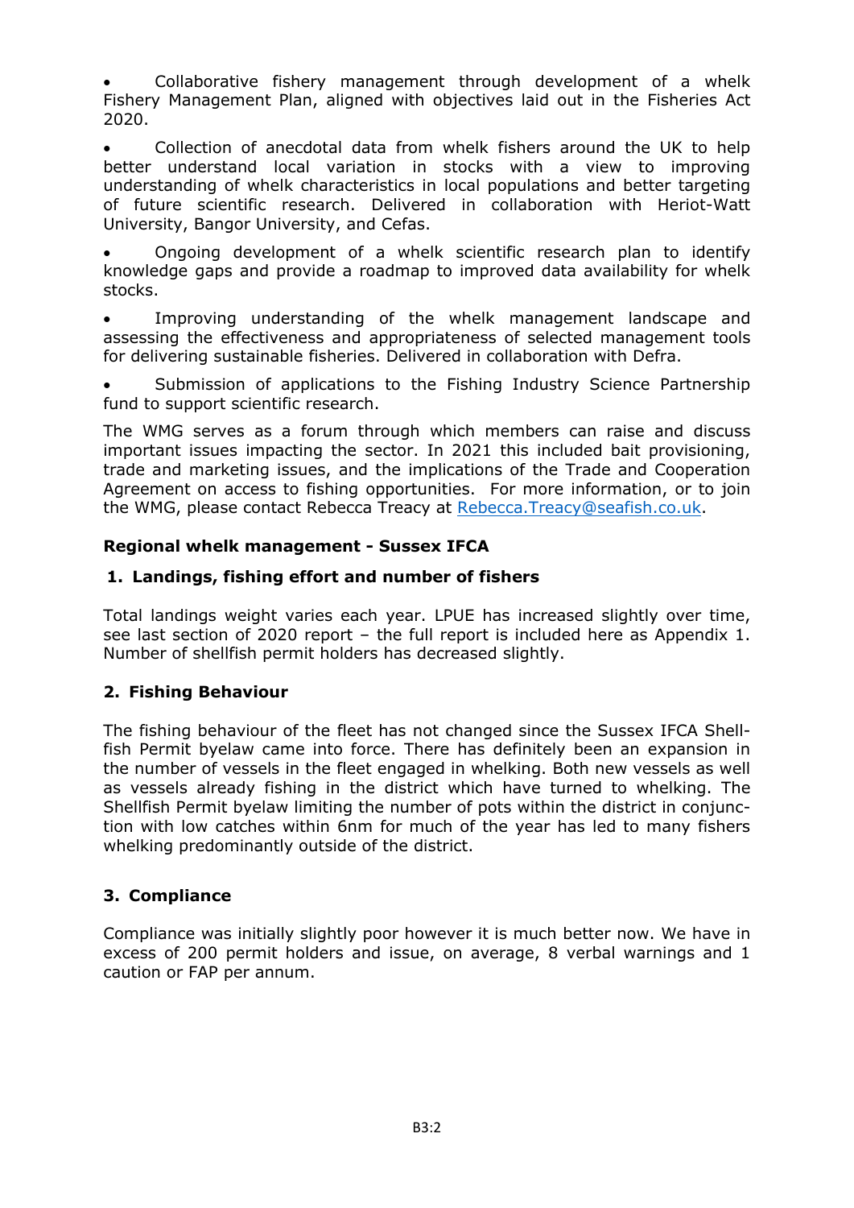- Collaborative fishery management through development of a whelk Fishery Management Plan, aligned with objectives laid out in the Fisheries Act 2020.
- Collection of anecdotal data from whelk fishers around the UK to help better understand local variation in stocks with a view to improving understanding of whelk characteristics in local populations and better targeting of future scientific research. Delivered in collaboration with Heriot-Watt University, Bangor University, and Cefas.
- Ongoing development of a whelk scientific research plan to identify knowledge gaps and provide a roadmap to improved data availability for whelk stocks.
- Improving understanding of the whelk management landscape and assessing the effectiveness and appropriateness of selected management tools for delivering sustainable fisheries. Delivered in collaboration with Defra.
- Submission of applications to the Fishing Industry Science Partnership fund to support scientific research.

The WMG serves as a forum through which members can raise and discuss important issues impacting the sector. In 2021 this included bait provisioning, trade and marketing issues, and the implications of the Trade and Cooperation Agreement on access to fishing opportunities. For more information, or to join the WMG, please contact Rebecca Treacy at [Rebecca.Treacy@seafish.co.uk](mailto:Rebecca.Treacy@seafish.co.uk).

**Regional whelk management - Sussex IFCA**

**1. Landings, fishing effort and number of fishers**

Total landings weight varies each year. LPUE has increased slightly over time, see last section of 2020 report – the full report is included here as Appendix 1. Number of shellfish permit holders has decreased slightly.

**2. Fishing Behaviour**

The fishing behaviour of the fleet has not changed since the Sussex IFCA Shellfish Permit byelaw came into force. There has definitely been an expansion in the number of vessels in the fleet engaged in whelking. Both new vessels as well as vessels already fishing in the district which have turned to whelking. The Shellfish Permit byelaw limiting the number of pots within the district in conjunction with low catches within 6nm for much of the year has led to many fishers whelking predominantly outside of the district.

**3. Compliance**

Compliance was initially slightly poor however it is much better now. We have in excess of 200 permit holders and issue, on average, 8 verbal warnings and 1 caution or FAP per annum.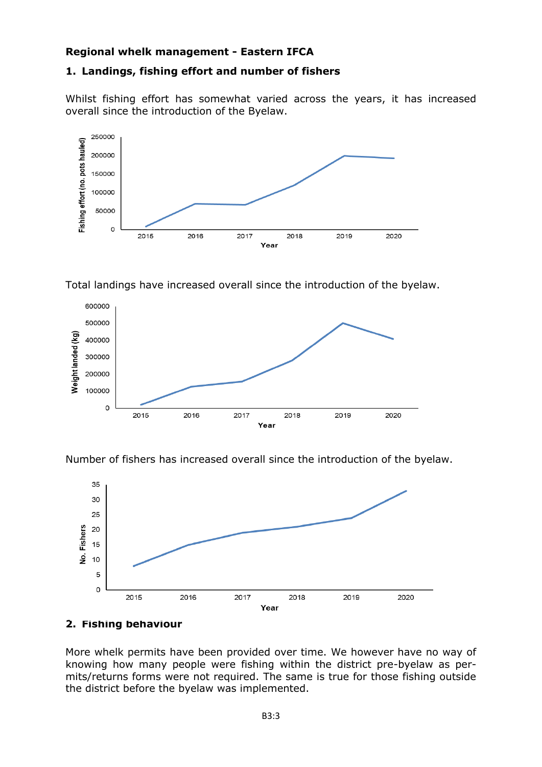**Regional whelk management - Eastern IFCA**

## 1. Landings, fishing effort and number of fishers

Whilst fishing effort has somewhat varied across the years, it has increased overall since the introduction of the Byelaw.

Total landings have increased overall since the introduction of the byelaw.

Number of fishers has increased overall since the introduction of the byelaw.

## 2. Fishing behaviour

More whelk permits have been provided over time. We however have no way of knowing how many people were fishing within the district pre-byelaw as permits/returns forms were not required. The same is true for those fishing outside the district before the byelaw was implemented.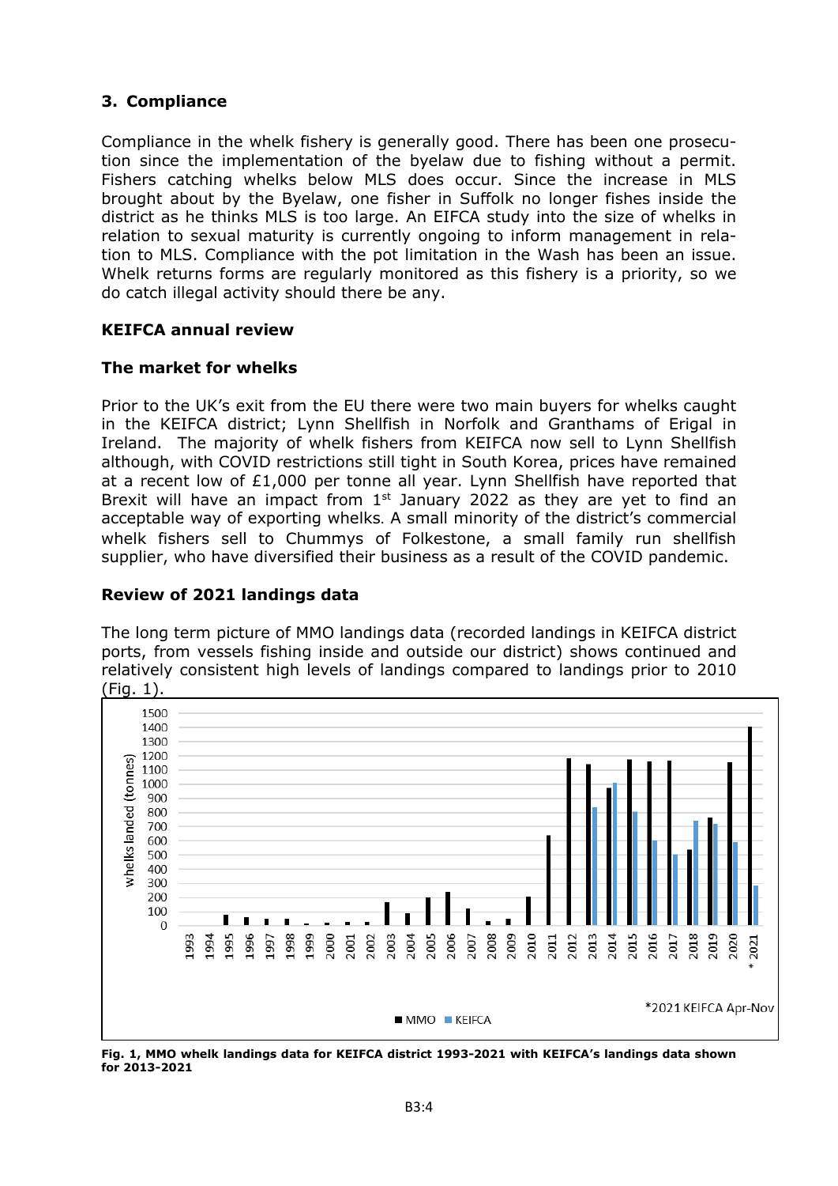## 3. Compliance

Compliance in the whelk fishery is generally good. There has been one prosecution since the implementation of the byelaw due to fishing without a permit. Fishers catching whelks below MLS does occur. Since the increase in MLS brought about by the Byelaw, one fisher in Suffolk no longer fishes inside the district as he thinks MLS is too large. An EIFCA study into the size of whelks in relation to sexual maturity is currently ongoing to inform management in relation to MLS. Compliance with the pot limitation in the Wash has been an issue. Whelk returns forms are regularly monitored as this fishery is a priority, so we do catch illegal activity should there be any.

### KEIFCA annual review

### The market for whelks

Prior to the UK's exit from the EU there were two main buyers for whelks caught in the KEIFCA district; Lynn Shellfish in Norfolk and Granthams of Erigal in Ireland. The majority of whelk fishers from KEIFCA now sell to Lynn Shellfish although, with COVID restrictions still tight in South Korea, prices have remained at a recent low of £1,000 per tonne all year. Lynn Shellfish have reported that Brexit will have an impact from 1st January 2022 as they are yet to find an acceptable way of exporting whelks. A small minority of the district's commercial whelk fishers sell to Chummys of Folkestone, a small family run shellfish supplier, who have diversified their business as a result of the COVID pandemic.

### Review of 2021 landings data

The long term picture of MMO landings data (recorded landings in KEIFCA district ports, from vessels fishing inside and outside our district) shows continued and relatively consistent high levels of landings compared to landings prior to 2010 (Fig. 1).

**Fig. 1, MMO whelk landings data for KEIFCA district 1993-2021 with KEIFCA's landings data shown for 2013-2021**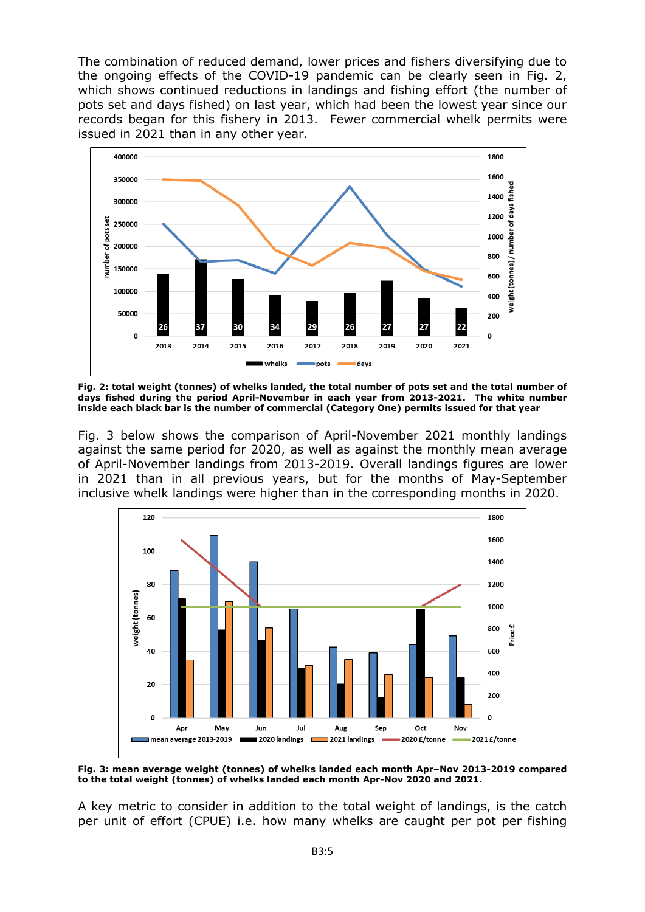The combination of reduced demand, lower prices and fishers diversifying due to the ongoing effects of the COVID-19 pandemic can be clearly seen in Fig. 2, which shows continued reductions in landings and fishing effort (the number of pots set and days fished) on last year, which had been the lowest year since our records began for this fishery in 2013. Fewer commercial whelk permits were issued in 2021 than in any other year.

**Fig. 2: total weight (tonnes) of whelks landed, the total number of pots set and the total number of days fished during the period April-November in each year from 2013-2021. The white number inside each black bar is the number of commercial (Category One) permits issued for that year**

Fig. 3 below shows the comparison of April-November 2021 monthly landings against the same period for 2020, as well as against the monthly mean average of April-November landings from 2013-2019. Overall landings figures are lower in 2021 than in all previous years, but for the months of May-September inclusive whelk landings were higher than in the corresponding months in 2020.

**Fig. 3: mean average weight (tonnes) of whelks landed each month Apr–Nov 2013-2019 compared to the total weight (tonnes) of whelks landed each month Apr-Nov 2020 and 2021.**

A key metric to consider in addition to the total weight of landings, is the catch per unit of effort (CPUE) i.e. how many whelks are caught per pot per fishing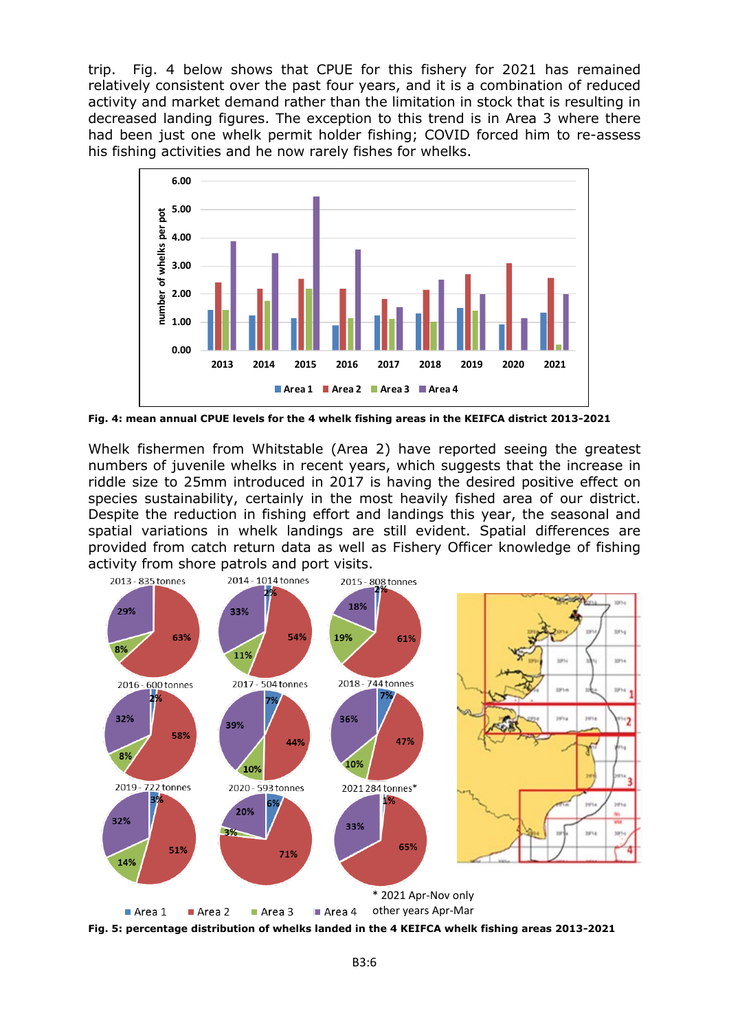trip. Fig. 4 below shows that CPUE for this fishery for 2021 has remained relatively consistent over the past four years, and it is a combination of reduced activity and market demand rather than the limitation in stock that is resulting in decreased landing figures. The exception to this trend is in Area 3 where there had been just one whelk permit holder fishing; COVID forced him to re-assess his fishing activities and he now rarely fishes for whelks.

**Fig. 4: mean annual CPUE levels for the 4 whelk fishing areas in the KEIFCA district 2013-2021**

Whelk fishermen from Whitstable (Area 2) have reported seeing the greatest numbers of juvenile whelks in recent years, which suggests that the increase in riddle size to 25mm introduced in 2017 is having the desired positive effect on species sustainability, certainly in the most heavily fished area of our district. Despite the reduction in fishing effort and landings this year, the seasonal and spatial variations in whelk landings are still evident. Spatial differences are provided from catch return data as well as Fishery Officer knowledge of fishing activity from shore patrols and port visits.

**Fig. 5: percentage distribution of whelks landed in the 4 KEIFCA whelk fishing areas 2013-2021**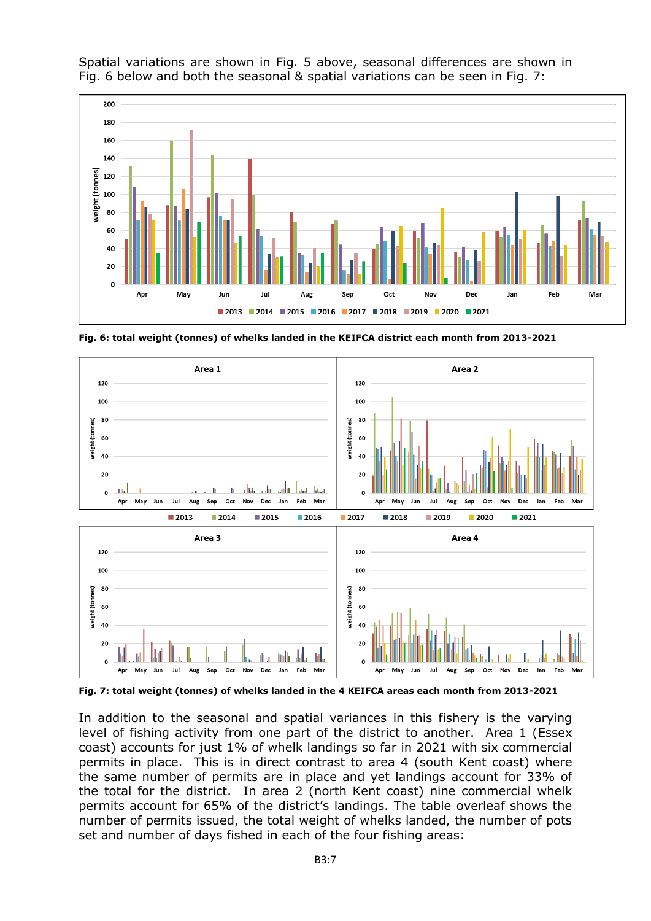Spatial variations are shown in Fig. 5 above, seasonal differences are shown in Fig. 6 below and both the seasonal & spatial variations can be seen in Fig. 7:

**Fig. 6: total weight (tonnes) of whelks landed in the KEIFCA district each month from 2013-2021**

**Fig. 7: total weight (tonnes) of whelks landed in the 4 KEIFCA areas each month from 2013-2021**

In addition to the seasonal and spatial variances in this fishery is the varying level of fishing activity from one part of the district to another. Area 1 (Essex coast) accounts for just 1% of whelk landings so far in 2021 with six commercial permits in place. This is in direct contrast to area 4 (south Kent coast) where the same number of permits are in place and yet landings account for 33% of the total for the district. In area 2 (north Kent coast) nine commercial whelk permits account for 65% of the district's landings. The table overleaf shows the number of permits issued, the total weight of whelks landed, the number of pots set and number of days fished in each of the four fishing areas: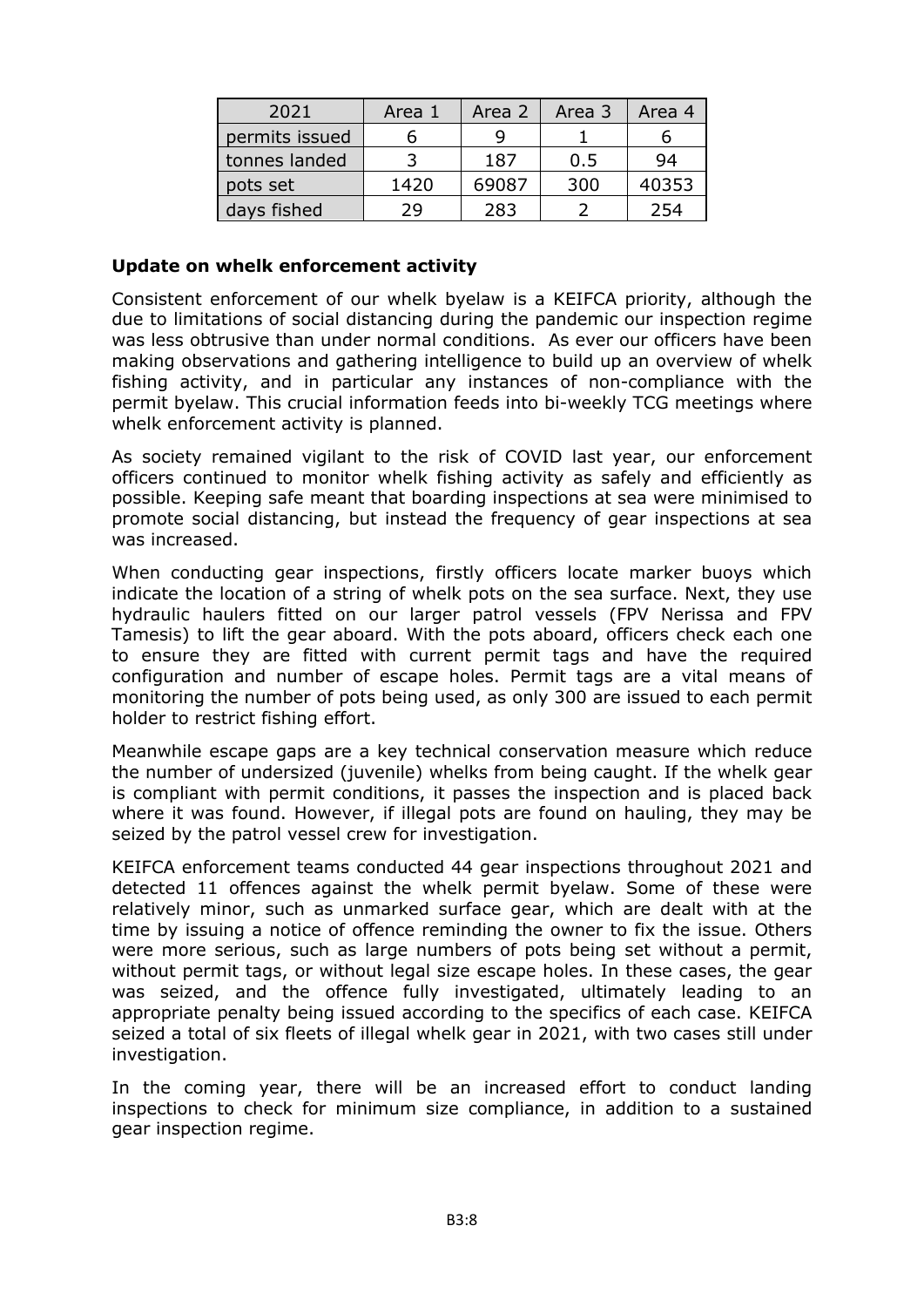| 2021 | Area 1 | Area 2 | Area 3 | Area 4 |
|---|---|---|---|---|
| permits issued | 6 | 9 | 1 | 6 |
| tonnes landed | 3 | 187 | 0.5 | 94 |
| pots set | 1420 | 69087 | 300 | 40353 |
| days fished | 29 | 283 | 2 | 254 |

**Update on whelk enforcement activity**

Consistent enforcement of our whelk byelaw is a KEIFCA priority, although the due to limitations of social distancing during the pandemic our inspection regime was less obtrusive than under normal conditions. As ever our officers have been making observations and gathering intelligence to build up an overview of whelk fishing activity, and in particular any instances of non-compliance with the permit byelaw. This crucial information feeds into bi-weekly TCG meetings where whelk enforcement activity is planned.

As society remained vigilant to the risk of COVID last year, our enforcement officers continued to monitor whelk fishing activity as safely and efficiently as possible. Keeping safe meant that boarding inspections at sea were minimised to promote social distancing, but instead the frequency of gear inspections at sea was increased.

When conducting gear inspections, firstly officers locate marker buoys which indicate the location of a string of whelk pots on the sea surface. Next, they use hydraulic haulers fitted on our larger patrol vessels (FPV Nerissa and FPV Tamesis) to lift the gear aboard. With the pots aboard, officers check each one to ensure they are fitted with current permit tags and have the required configuration and number of escape holes. Permit tags are a vital means of monitoring the number of pots being used, as only 300 are issued to each permit holder to restrict fishing effort.

Meanwhile escape gaps are a key technical conservation measure which reduce the number of undersized (juvenile) whelks from being caught. If the whelk gear is compliant with permit conditions, it passes the inspection and is placed back where it was found. However, if illegal pots are found on hauling, they may be seized by the patrol vessel crew for investigation.

KEIFCA enforcement teams conducted 44 gear inspections throughout 2021 and detected 11 offences against the whelk permit byelaw. Some of these were relatively minor, such as unmarked surface gear, which are dealt with at the time by issuing a notice of offence reminding the owner to fix the issue. Others were more serious, such as large numbers of pots being set without a permit, without permit tags, or without legal size escape holes. In these cases, the gear was seized, and the offence fully investigated, ultimately leading to an appropriate penalty being issued according to the specifics of each case. KEIFCA seized a total of six fleets of illegal whelk gear in 2021, with two cases still under investigation.

In the coming year, there will be an increased effort to conduct landing inspections to check for minimum size compliance, in addition to a sustained gear inspection regime.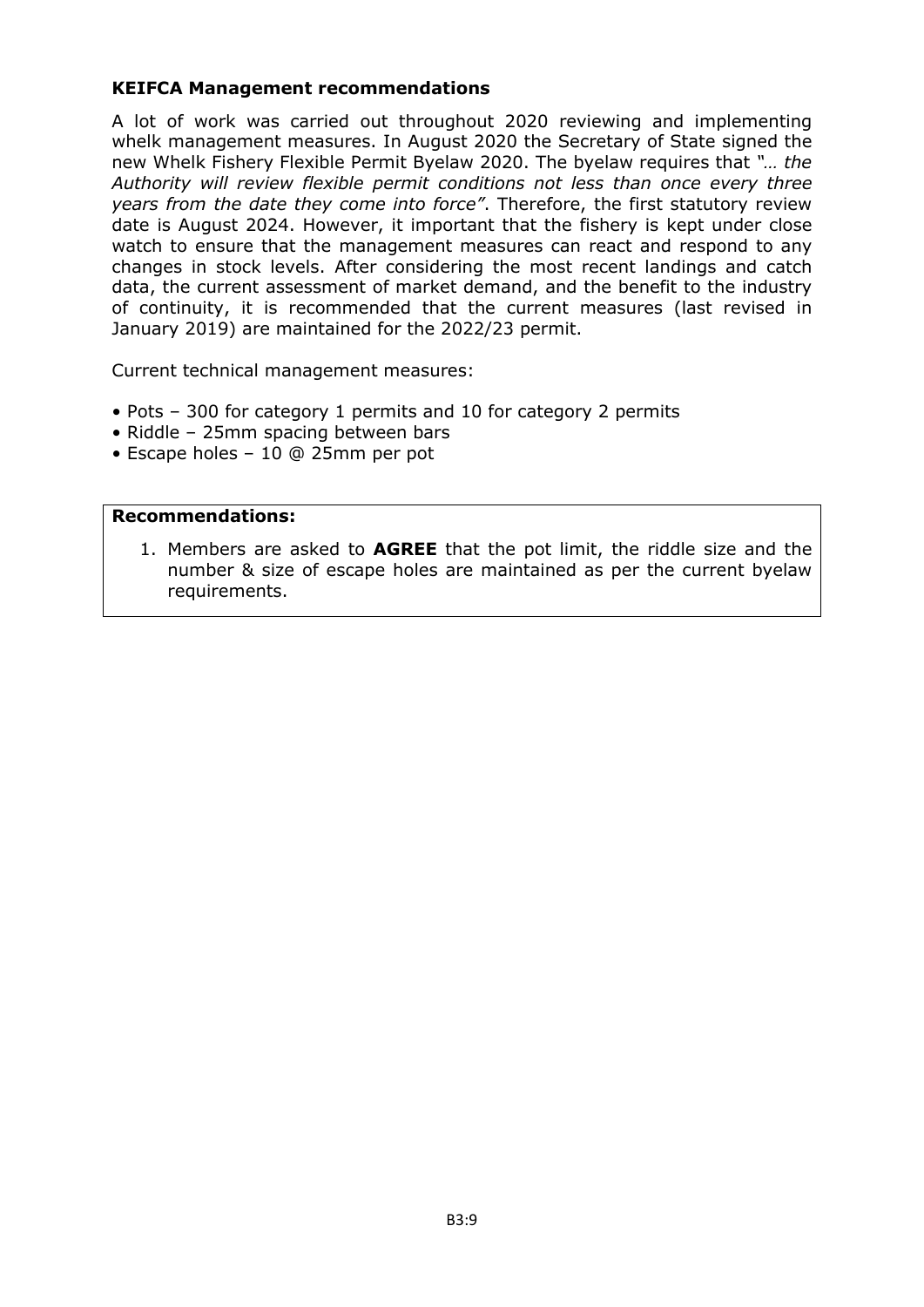**KEIFCA Management recommendations**

A lot of work was carried out throughout 2020 reviewing and implementing whelk management measures. In August 2020 the Secretary of State signed the new Whelk Fishery Flexible Permit Byelaw 2020. The byelaw requires that *"… the Authority will review flexible permit conditions not less than once every three years from the date they come into force"*. Therefore, the first statutory review date is August 2024. However, it important that the fishery is kept under close watch to ensure that the management measures can react and respond to any changes in stock levels. After considering the most recent landings and catch data, the current assessment of market demand, and the benefit to the industry of continuity, it is recommended that the current measures (last revised in January 2019) are maintained for the 2022/23 permit.

Current technical management measures:

- Pots – 300 for category 1 permits and 10 for category 2 permits
- Riddle – 25mm spacing between bars
- Escape holes – 10 @ 25mm per pot

**Recommendations:**

1. Members are asked to **AGREE** that the pot limit, the riddle size and the number & size of escape holes are maintained as per the current byelaw requirements.